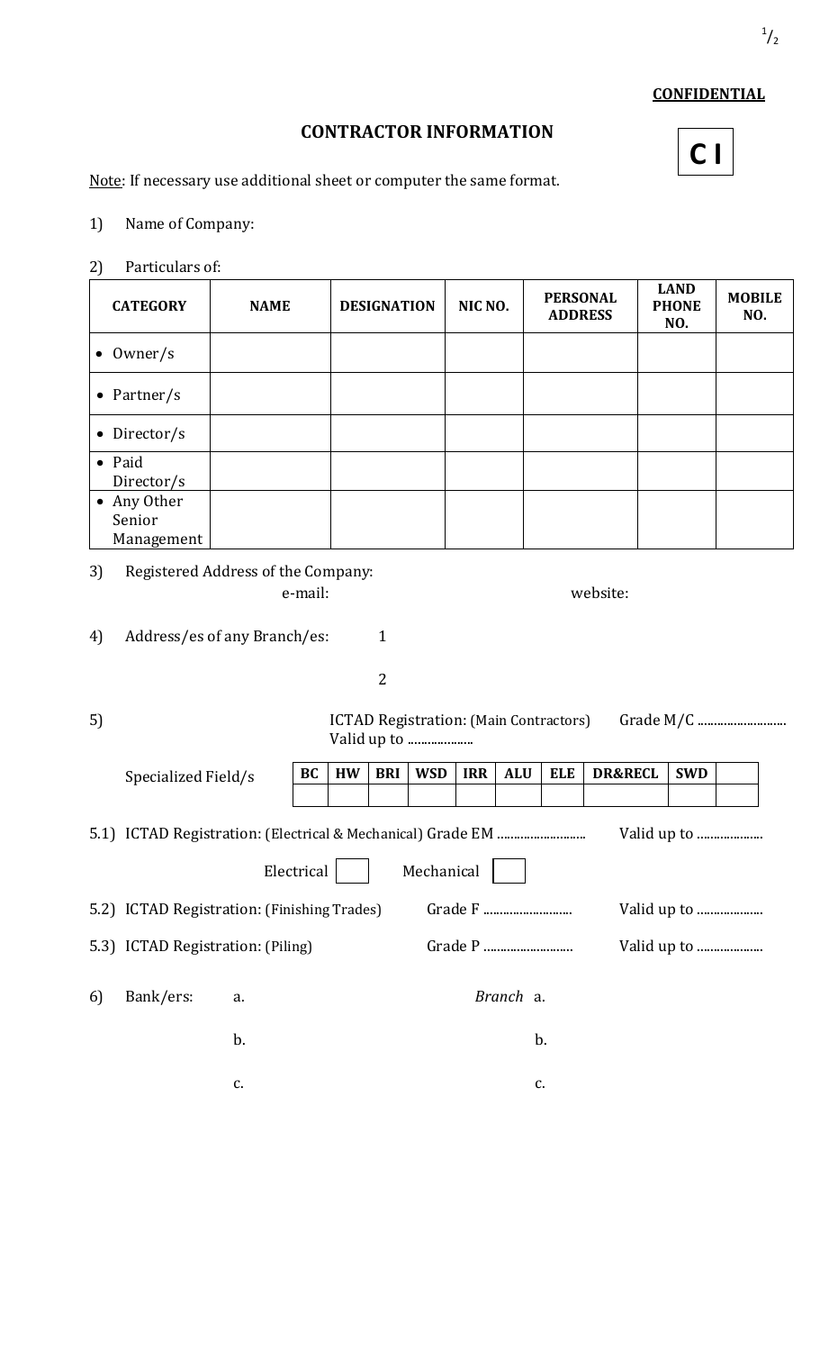**CONFIDENTIAL**

# CONTRACTOR INFORMATION

**C I**

Note: If necessary use additional sheet or computer the same format.

1) Name of Company:

2) Particulars of:

| CATEGORY | NAME | DESIGNATION | NIC NO. | PERSONAL ADDRESS | LAND PHONE NO. | MOBILE NO. |
|---|---|---|---|---|---|---|
| • Owner/s | | | | | | |
| • Partner/s | | | | | | |
| • Director/s | | | | | | |
| • Paid Director/s | | | | | | |
| • Any Other Senior Management | | | | | | |

3) Registered Address of the Company:
e-mail: website:

4) Address/es of any Branch/es: 1

2

5) ICTAD Registration: (Main Contractors) Grade M/C ......................... Valid up to ...................

Specialized Field/s

| BC | HW | BRI | WSD | IRR | ALU | ELE | DR&RECL | SWD | |
|---|---|---|---|---|---|---|---|---|---|
| | | | | | | | | | |

5.1) ICTAD Registration: (Electrical & Mechanical) Grade EM ......................... Valid up to ...................

Electrical ☐ Mechanical ☐

5.2) ICTAD Registration: (Finishing Trades) Grade F ......................... Valid up to ...................

5.3) ICTAD Registration: (Piling) Grade P ......................... Valid up to ...................

6) Bank/ers: a. *Branch* a.

b. b.

c. c.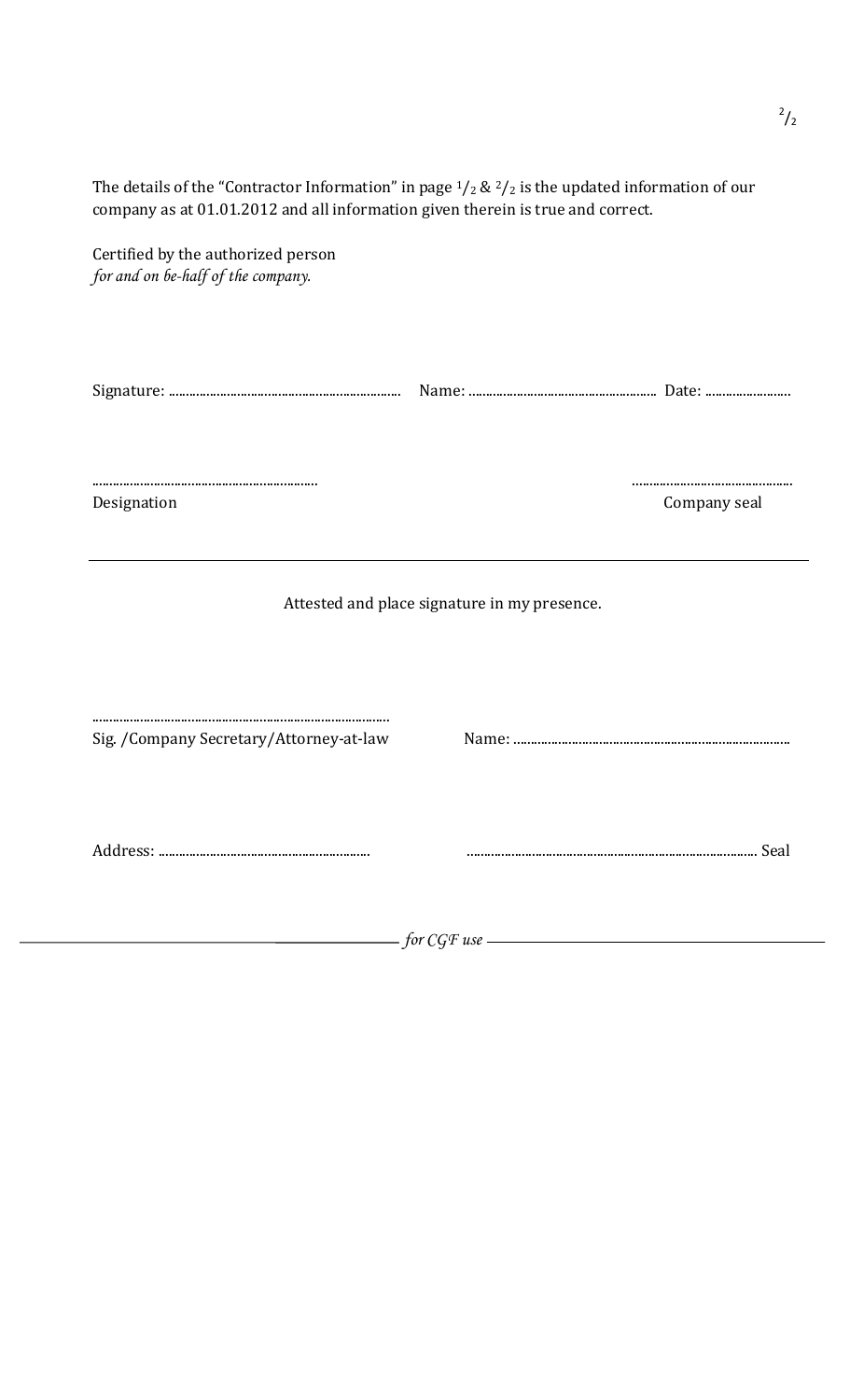The details of the "Contractor Information" in page 1/2 & 2/2 is the updated information of our company as at 01.01.2012 and all information given therein is true and correct.

Certified by the authorized person
*for and on be-half of the company.*

Signature: .................................................................. Name: ..................................................... Date: .........................

.................................................................. ..............................................
Designation Company seal

---

Attested and place signature in my presence.

......................................................................................
Sig. /Company Secretary/Attorney-at-law Name: ...............................................................................

Address: ............................................................ .................................................................................... Seal

*for CGF use*